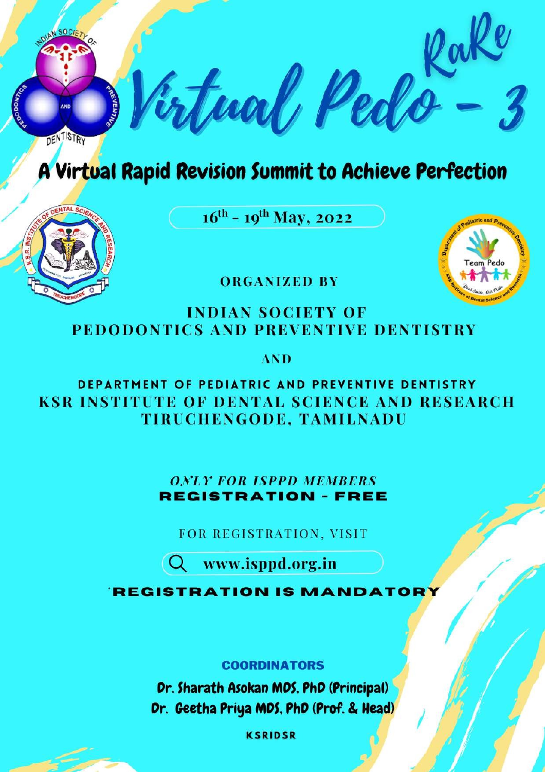# Virtual Pedo RaRe - 3

## A Virtual Rapid Revision Summit to Achieve Perfection

16th - 19th May, 2022

ORGANIZED BY

**INDIAN SOCIETY OF PEDODONTICS AND PREVENTIVE DENTISTRY**

AND

**DEPARTMENT OF PEDIATRIC AND PREVENTIVE DENTISTRY**
**KSR INSTITUTE OF DENTAL SCIENCE AND RESEARCH**
**TIRUCHENGODE, TAMILNADU**

*ONLY FOR ISPPD MEMBERS*

**REGISTRATION - FREE**

FOR REGISTRATION, VISIT

www.isppd.org.in

**REGISTRATION IS MANDATORY**

**COORDINATORS**

Dr. Sharath Asokan MDS, PhD (Principal)

Dr. Geetha Priya MDS, PhD (Prof. & Head)

KSRIDSR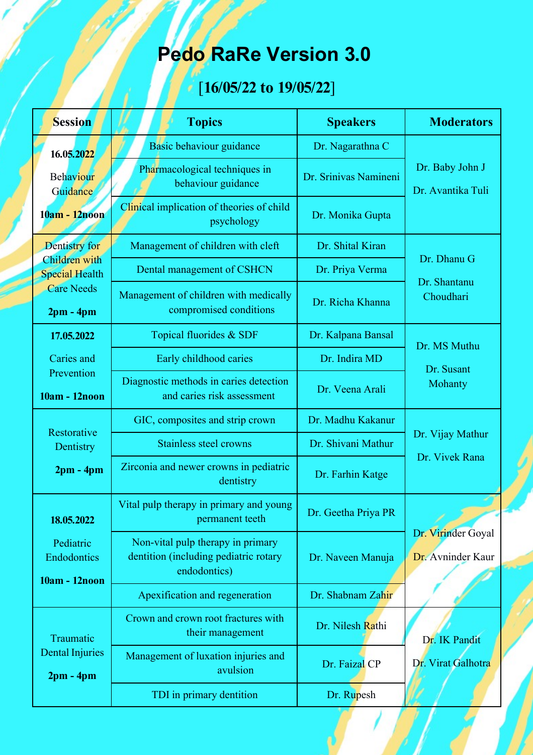# Pedo RaRe Version 3.0

## [16/05/22 to 19/05/22]

| Session | Topics | Speakers | Moderators |
|---|---|---|---|
| **16.05.2022** Behaviour Guidance **10am - 12noon** | Basic behaviour guidance | Dr. Nagarathna C | Dr. Baby John J Dr. Avantika Tuli |
| | Pharmacological techniques in behaviour guidance | Dr. Srinivas Namineni | |
| | Clinical implication of theories of child psychology | Dr. Monika Gupta | |
| Dentistry for Children with Special Health Care Needs **2pm - 4pm** | Management of children with cleft | Dr. Shital Kiran | Dr. Dhanu G Dr. Shantanu Choudhari |
| | Dental management of CSHCN | Dr. Priya Verma | |
| | Management of children with medically compromised conditions | Dr. Richa Khanna | |
| **17.05.2022** Caries and Prevention **10am - 12noon** | Topical fluorides & SDF | Dr. Kalpana Bansal | Dr. MS Muthu Dr. Susant Mohanty |
| | Early childhood caries | Dr. Indira MD | |
| | Diagnostic methods in caries detection and caries risk assessment | Dr. Veena Arali | |
| Restorative Dentistry **2pm - 4pm** | GIC, composites and strip crown | Dr. Madhu Kakanur | Dr. Vijay Mathur Dr. Vivek Rana |
| | Stainless steel crowns | Dr. Shivani Mathur | |
| | Zirconia and newer crowns in pediatric dentistry | Dr. Farhin Katge | |
| **18.05.2022** Pediatric Endodontics **10am - 12noon** | Vital pulp therapy in primary and young permanent teeth | Dr. Geetha Priya PR | Dr. Virinder Goyal Dr. Avninder Kaur |
| | Non-vital pulp therapy in primary dentition (including pediatric rotary endodontics) | Dr. Naveen Manuja | |
| | Apexification and regeneration | Dr. Shabnam Zahir | |
| Traumatic Dental Injuries **2pm - 4pm** | Crown and crown root fractures with their management | Dr. Nilesh Rathi | Dr. IK Pandit Dr. Virat Galhotra |
| | Management of luxation injuries and avulsion | Dr. Faizal CP | |
| | TDI in primary dentition | Dr. Rupesh | |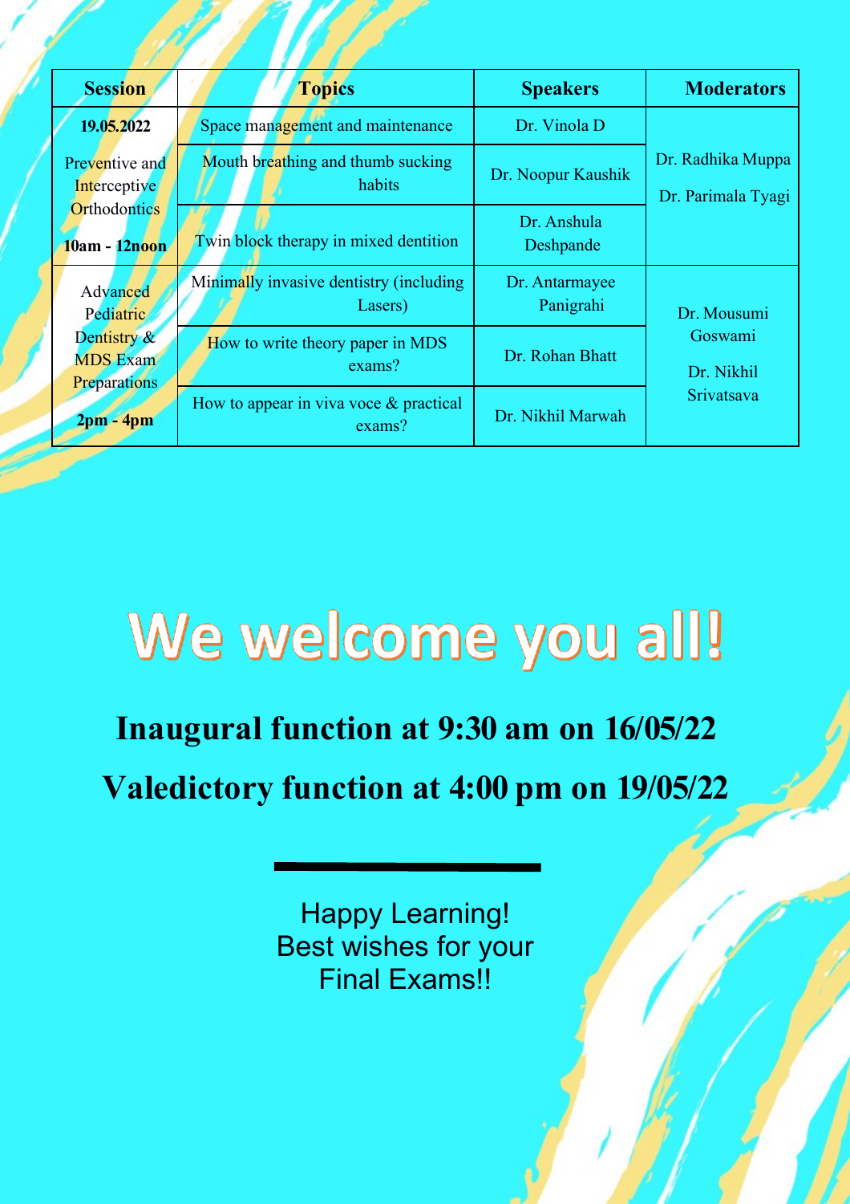| Session | Topics | Speakers | Moderators |
|---|---|---|---|
| **19.05.2022** Preventive and Interceptive Orthodontics **10am - 12noon** | Space management and maintenance | Dr. Vinola D | Dr. Radhika Muppa Dr. Parimala Tyagi |
| | Mouth breathing and thumb sucking habits | Dr. Noopur Kaushik | |
| | Twin block therapy in mixed dentition | Dr. Anshula Deshpande | |
| Advanced Pediatric Dentistry & MDS Exam Preparations **2pm - 4pm** | Minimally invasive dentistry (including Lasers) | Dr. Antarmayee Panigrahi | Dr. Mousumi Goswami Dr. Nikhil Srivatsava |
| | How to write theory paper in MDS exams? | Dr. Rohan Bhatt | |
| | How to appear in viva voce & practical exams? | Dr. Nikhil Marwah | |

# We welcome you all!

## Inaugural function at 9:30 am on 16/05/22

## Valedictory function at 4:00 pm on 19/05/22

Happy Learning!
Best wishes for your Final Exams!!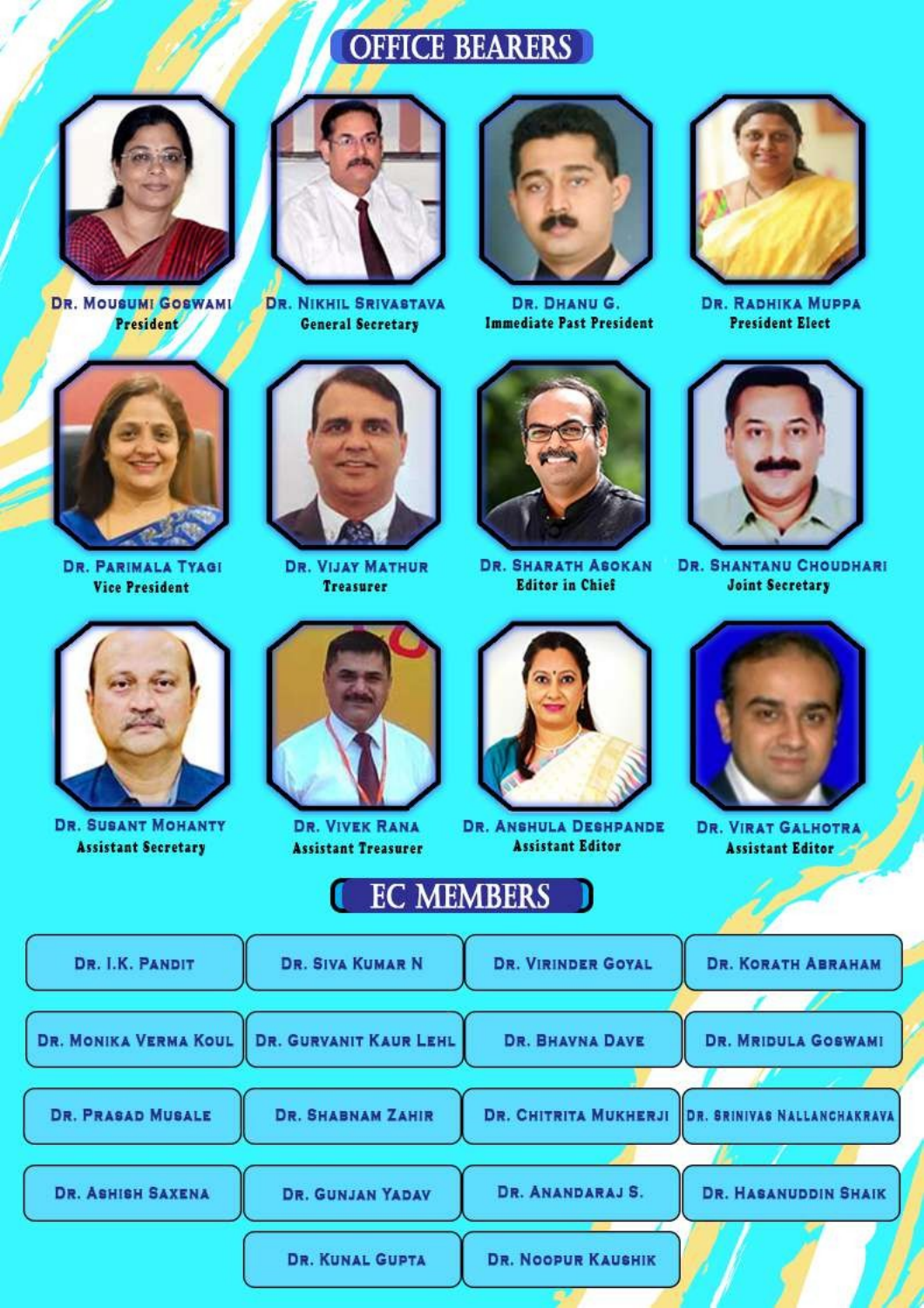# OFFICE BEARERS

**Dr. Mousumi Goswami**
President

**Dr. Nikhil Srivastava**
General Secretary

**Dr. Dhanu G.**
Immediate Past President

**Dr. Radhika Muppa**
President Elect

**Dr. Parimala Tyagi**
Vice President

**Dr. Vijay Mathur**
Treasurer

**Dr. Sharath Asokan**
Editor in Chief

**Dr. Shantanu Choudhari**
Joint Secretary

**Dr. Susant Mohanty**
Assistant Secretary

**Dr. Vivek Rana**
Assistant Treasurer

**Dr. Anshula Deshpande**
Assistant Editor

**Dr. Virat Galhotra**
Assistant Editor

# EC MEMBERS

| | | | |
|---|---|---|---|
| Dr. I.K. Pandit | Dr. Siva Kumar N | Dr. Virinder Goyal | Dr. Korath Abraham |
| Dr. Monika Verma Koul | Dr. Gurvanit Kaur Lehl | Dr. Bhavna Dave | Dr. Mridula Goswami |
| Dr. Prasad Musale | Dr. Shabnam Zahir | Dr. Chitrita Mukherji | Dr. Srinivas Nallanchakrava |
| Dr. Ashish Saxena | Dr. Gunjan Yadav | Dr. Anandaraj S. | Dr. Hasanuddin Shaik |
| | Dr. Kunal Gupta | Dr. Noopur Kaushik | |